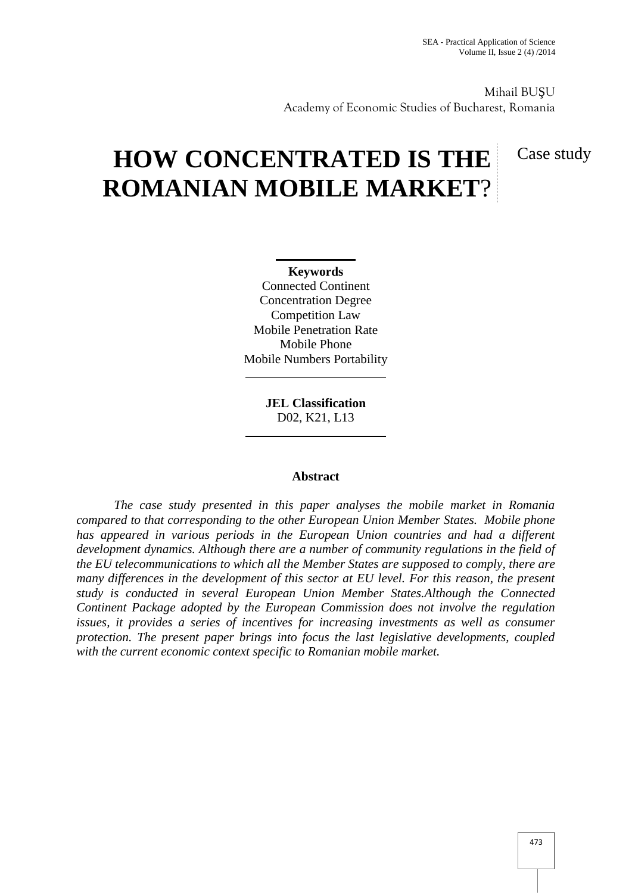Mihail BUŞU
Academy of Economic Studies of Bucharest, Romania

# HOW CONCENTRATED IS THE ROMANIAN MOBILE MARKET?

Case study

**Keywords**
Connected Continent
Concentration Degree
Competition Law
Mobile Penetration Rate
Mobile Phone
Mobile Numbers Portability

**JEL Classification**
D02, K21, L13

## Abstract

*The case study presented in this paper analyses the mobile market in Romania compared to that corresponding to the other European Union Member States. Mobile phone has appeared in various periods in the European Union countries and had a different development dynamics. Although there are a number of community regulations in the field of the EU telecommunications to which all the Member States are supposed to comply, there are many differences in the development of this sector at EU level. For this reason, the present study is conducted in several European Union Member States.Although the Connected Continent Package adopted by the European Commission does not involve the regulation issues, it provides a series of incentives for increasing investments as well as consumer protection. The present paper brings into focus the last legislative developments, coupled with the current economic context specific to Romanian mobile market.*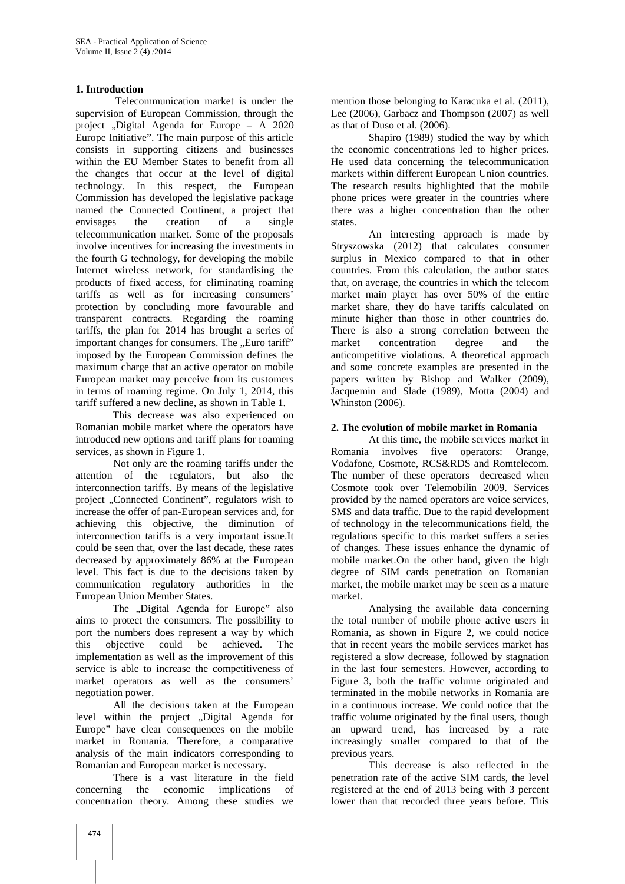## 1. Introduction

Telecommunication market is under the supervision of European Commission, through the project „Digital Agenda for Europe – A 2020 Europe Initiative". The main purpose of this article consists in supporting citizens and businesses within the EU Member States to benefit from all the changes that occur at the level of digital technology. In this respect, the European Commission has developed the legislative package named the Connected Continent, a project that envisages the creation of a single telecommunication market. Some of the proposals involve incentives for increasing the investments in the fourth G technology, for developing the mobile Internet wireless network, for standardising the products of fixed access, for eliminating roaming tariffs as well as for increasing consumers' protection by concluding more favourable and transparent contracts. Regarding the roaming tariffs, the plan for 2014 has brought a series of important changes for consumers. The „Euro tariff" imposed by the European Commission defines the maximum charge that an active operator on mobile European market may perceive from its customers in terms of roaming regime. On July 1, 2014, this tariff suffered a new decline, as shown in Table 1.

This decrease was also experienced on Romanian mobile market where the operators have introduced new options and tariff plans for roaming services, as shown in Figure 1.

Not only are the roaming tariffs under the attention of the regulators, but also the interconnection tariffs. By means of the legislative project „Connected Continent", regulators wish to increase the offer of pan-European services and, for achieving this objective, the diminution of interconnection tariffs is a very important issue.It could be seen that, over the last decade, these rates decreased by approximately 86% at the European level. This fact is due to the decisions taken by communication regulatory authorities in the European Union Member States.

The „Digital Agenda for Europe" also aims to protect the consumers. The possibility to port the numbers does represent a way by which this objective could be achieved. The implementation as well as the improvement of this service is able to increase the competitiveness of market operators as well as the consumers' negotiation power.

All the decisions taken at the European level within the project „Digital Agenda for Europe" have clear consequences on the mobile market in Romania. Therefore, a comparative analysis of the main indicators corresponding to Romanian and European market is necessary.

There is a vast literature in the field concerning the economic implications of concentration theory. Among these studies we mention those belonging to Karacuka et al. (2011), Lee (2006), Garbacz and Thompson (2007) as well as that of Duso et al. (2006).

Shapiro (1989) studied the way by which the economic concentrations led to higher prices. He used data concerning the telecommunication markets within different European Union countries. The research results highlighted that the mobile phone prices were greater in the countries where there was a higher concentration than the other states.

An interesting approach is made by Stryszowska (2012) that calculates consumer surplus in Mexico compared to that in other countries. From this calculation, the author states that, on average, the countries in which the telecom market main player has over 50% of the entire market share, they do have tariffs calculated on minute higher than those in other countries do. There is also a strong correlation between the market concentration degree and the anticompetitive violations. A theoretical approach and some concrete examples are presented in the papers written by Bishop and Walker (2009), Jacquemin and Slade (1989), Motta (2004) and Whinston (2006).

## 2. The evolution of mobile market in Romania

At this time, the mobile services market in Romania involves five operators: Orange, Vodafone, Cosmote, RCS&RDS and Romtelecom. The number of these operators decreased when Cosmote took over Telemobilin 2009. Services provided by the named operators are voice services, SMS and data traffic. Due to the rapid development of technology in the telecommunications field, the regulations specific to this market suffers a series of changes. These issues enhance the dynamic of mobile market.On the other hand, given the high degree of SIM cards penetration on Romanian market, the mobile market may be seen as a mature market.

Analysing the available data concerning the total number of mobile phone active users in Romania, as shown in Figure 2, we could notice that in recent years the mobile services market has registered a slow decrease, followed by stagnation in the last four semesters. However, according to Figure 3, both the traffic volume originated and terminated in the mobile networks in Romania are in a continuous increase. We could notice that the traffic volume originated by the final users, though an upward trend, has increased by a rate increasingly smaller compared to that of the previous years.

This decrease is also reflected in the penetration rate of the active SIM cards, the level registered at the end of 2013 being with 3 percent lower than that recorded three years before. This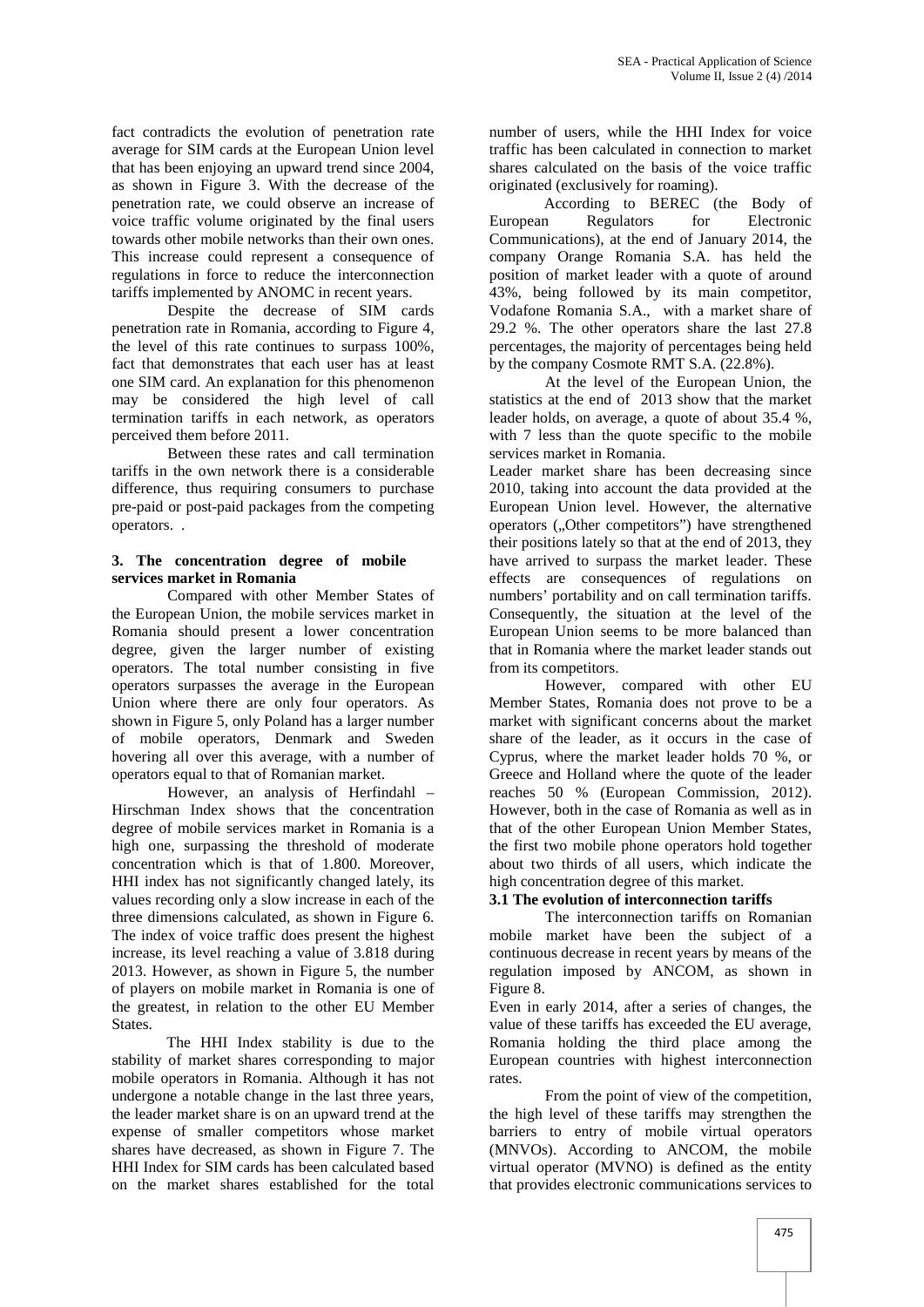fact contradicts the evolution of penetration rate average for SIM cards at the European Union level that has been enjoying an upward trend since 2004, as shown in Figure 3. With the decrease of the penetration rate, we could observe an increase of voice traffic volume originated by the final users towards other mobile networks than their own ones. This increase could represent a consequence of regulations in force to reduce the interconnection tariffs implemented by ANOMC in recent years.

Despite the decrease of SIM cards penetration rate in Romania, according to Figure 4, the level of this rate continues to surpass 100%, fact that demonstrates that each user has at least one SIM card. An explanation for this phenomenon may be considered the high level of call termination tariffs in each network, as operators perceived them before 2011.

Between these rates and call termination tariffs in the own network there is a considerable difference, thus requiring consumers to purchase pre-paid or post-paid packages from the competing operators. .

### 3. The concentration degree of mobile services market in Romania

Compared with other Member States of the European Union, the mobile services market in Romania should present a lower concentration degree, given the larger number of existing operators. The total number consisting in five operators surpasses the average in the European Union where there are only four operators. As shown in Figure 5, only Poland has a larger number of mobile operators, Denmark and Sweden hovering all over this average, with a number of operators equal to that of Romanian market.

However, an analysis of Herfindahl – Hirschman Index shows that the concentration degree of mobile services market in Romania is a high one, surpassing the threshold of moderate concentration which is that of 1.800. Moreover, HHI index has not significantly changed lately, its values recording only a slow increase in each of the three dimensions calculated, as shown in Figure 6. The index of voice traffic does present the highest increase, its level reaching a value of 3.818 during 2013. However, as shown in Figure 5, the number of players on mobile market in Romania is one of the greatest, in relation to the other EU Member States.

The HHI Index stability is due to the stability of market shares corresponding to major mobile operators in Romania. Although it has not undergone a notable change in the last three years, the leader market share is on an upward trend at the expense of smaller competitors whose market shares have decreased, as shown in Figure 7. The HHI Index for SIM cards has been calculated based on the market shares established for the total number of users, while the HHI Index for voice traffic has been calculated in connection to market shares calculated on the basis of the voice traffic originated (exclusively for roaming).

According to BEREC (the Body of European Regulators for Electronic Communications), at the end of January 2014, the company Orange Romania S.A. has held the position of market leader with a quote of around 43%, being followed by its main competitor, Vodafone Romania S.A., with a market share of 29.2 %. The other operators share the last 27.8 percentages, the majority of percentages being held by the company Cosmote RMT S.A. (22.8%).

At the level of the European Union, the statistics at the end of 2013 show that the market leader holds, on average, a quote of about 35.4 %, with 7 less than the quote specific to the mobile services market in Romania.

Leader market share has been decreasing since 2010, taking into account the data provided at the European Union level. However, the alternative operators („Other competitors") have strengthened their positions lately so that at the end of 2013, they have arrived to surpass the market leader. These effects are consequences of regulations on numbers' portability and on call termination tariffs. Consequently, the situation at the level of the European Union seems to be more balanced than that in Romania where the market leader stands out from its competitors.

However, compared with other EU Member States, Romania does not prove to be a market with significant concerns about the market share of the leader, as it occurs in the case of Cyprus, where the market leader holds 70 %, or Greece and Holland where the quote of the leader reaches 50 % (European Commission, 2012). However, both in the case of Romania as well as in that of the other European Union Member States, the first two mobile phone operators hold together about two thirds of all users, which indicate the high concentration degree of this market.

#### 3.1 The evolution of interconnection tariffs

The interconnection tariffs on Romanian mobile market have been the subject of a continuous decrease in recent years by means of the regulation imposed by ANCOM, as shown in Figure 8.

Even in early 2014, after a series of changes, the value of these tariffs has exceeded the EU average, Romania holding the third place among the European countries with highest interconnection rates.

From the point of view of the competition, the high level of these tariffs may strengthen the barriers to entry of mobile virtual operators (MNVOs). According to ANCOM, the mobile virtual operator (MVNO) is defined as the entity that provides electronic communications services to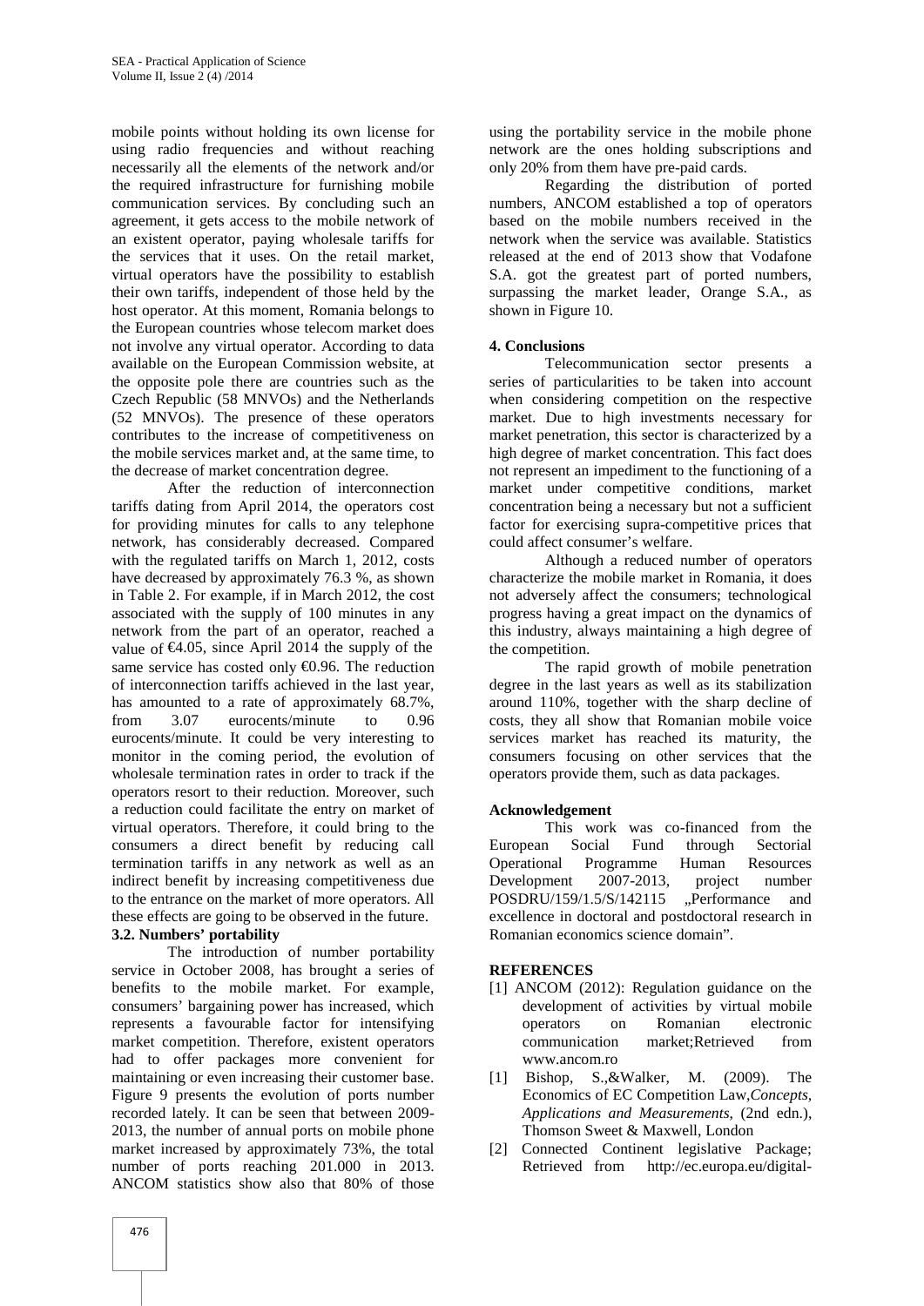mobile points without holding its own license for using radio frequencies and without reaching necessarily all the elements of the network and/or the required infrastructure for furnishing mobile communication services. By concluding such an agreement, it gets access to the mobile network of an existent operator, paying wholesale tariffs for the services that it uses. On the retail market, virtual operators have the possibility to establish their own tariffs, independent of those held by the host operator. At this moment, Romania belongs to the European countries whose telecom market does not involve any virtual operator. According to data available on the European Commission website, at the opposite pole there are countries such as the Czech Republic (58 MNVOs) and the Netherlands (52 MNVOs). The presence of these operators contributes to the increase of competitiveness on the mobile services market and, at the same time, to the decrease of market concentration degree.

After the reduction of interconnection tariffs dating from April 2014, the operators cost for providing minutes for calls to any telephone network, has considerably decreased. Compared with the regulated tariffs on March 1, 2012, costs have decreased by approximately 76.3 %, as shown in Table 2. For example, if in March 2012, the cost associated with the supply of 100 minutes in any network from the part of an operator, reached a value of €4.05, since April 2014 the supply of the same service has costed only €0.96. The reduction of interconnection tariffs achieved in the last year, has amounted to a rate of approximately 68.7%, from 3.07 eurocents/minute to 0.96 eurocents/minute. It could be very interesting to monitor in the coming period, the evolution of wholesale termination rates in order to track if the operators resort to their reduction. Moreover, such a reduction could facilitate the entry on market of virtual operators. Therefore, it could bring to the consumers a direct benefit by reducing call termination tariffs in any network as well as an indirect benefit by increasing competitiveness due to the entrance on the market of more operators. All these effects are going to be observed in the future.

### 3.2. Numbers' portability

The introduction of number portability service in October 2008, has brought a series of benefits to the mobile market. For example, consumers' bargaining power has increased, which represents a favourable factor for intensifying market competition. Therefore, existent operators had to offer packages more convenient for maintaining or even increasing their customer base. Figure 9 presents the evolution of ports number recorded lately. It can be seen that between 2009-2013, the number of annual ports on mobile phone market increased by approximately 73%, the total number of ports reaching 201.000 in 2013. ANCOM statistics show also that 80% of those using the portability service in the mobile phone network are the ones holding subscriptions and only 20% from them have pre-paid cards.

Regarding the distribution of ported numbers, ANCOM established a top of operators based on the mobile numbers received in the network when the service was available. Statistics released at the end of 2013 show that Vodafone S.A. got the greatest part of ported numbers, surpassing the market leader, Orange S.A., as shown in Figure 10.

## 4. Conclusions

Telecommunication sector presents a series of particularities to be taken into account when considering competition on the respective market. Due to high investments necessary for market penetration, this sector is characterized by a high degree of market concentration. This fact does not represent an impediment to the functioning of a market under competitive conditions, market concentration being a necessary but not a sufficient factor for exercising supra-competitive prices that could affect consumer's welfare.

Although a reduced number of operators characterize the mobile market in Romania, it does not adversely affect the consumers; technological progress having a great impact on the dynamics of this industry, always maintaining a high degree of the competition.

The rapid growth of mobile penetration degree in the last years as well as its stabilization around 110%, together with the sharp decline of costs, they all show that Romanian mobile voice services market has reached its maturity, the consumers focusing on other services that the operators provide them, such as data packages.

## Acknowledgement

This work was co-financed from the European Social Fund through Sectorial Operational Programme Human Resources Development 2007-2013, project number POSDRU/159/1.5/S/142115 „Performance and excellence in doctoral and postdoctoral research in Romanian economics science domain".

## REFERENCES

[1] ANCOM (2012): Regulation guidance on the development of activities by virtual mobile operators on Romanian electronic communication market;Retrieved from www.ancom.ro

[1] Bishop, S.,&Walker, M. (2009). The Economics of EC Competition Law,*Concepts, Applications and Measurements*, (2nd edn.), Thomson Sweet & Maxwell, London

[2] Connected Continent legislative Package; Retrieved from http://ec.europa.eu/digital-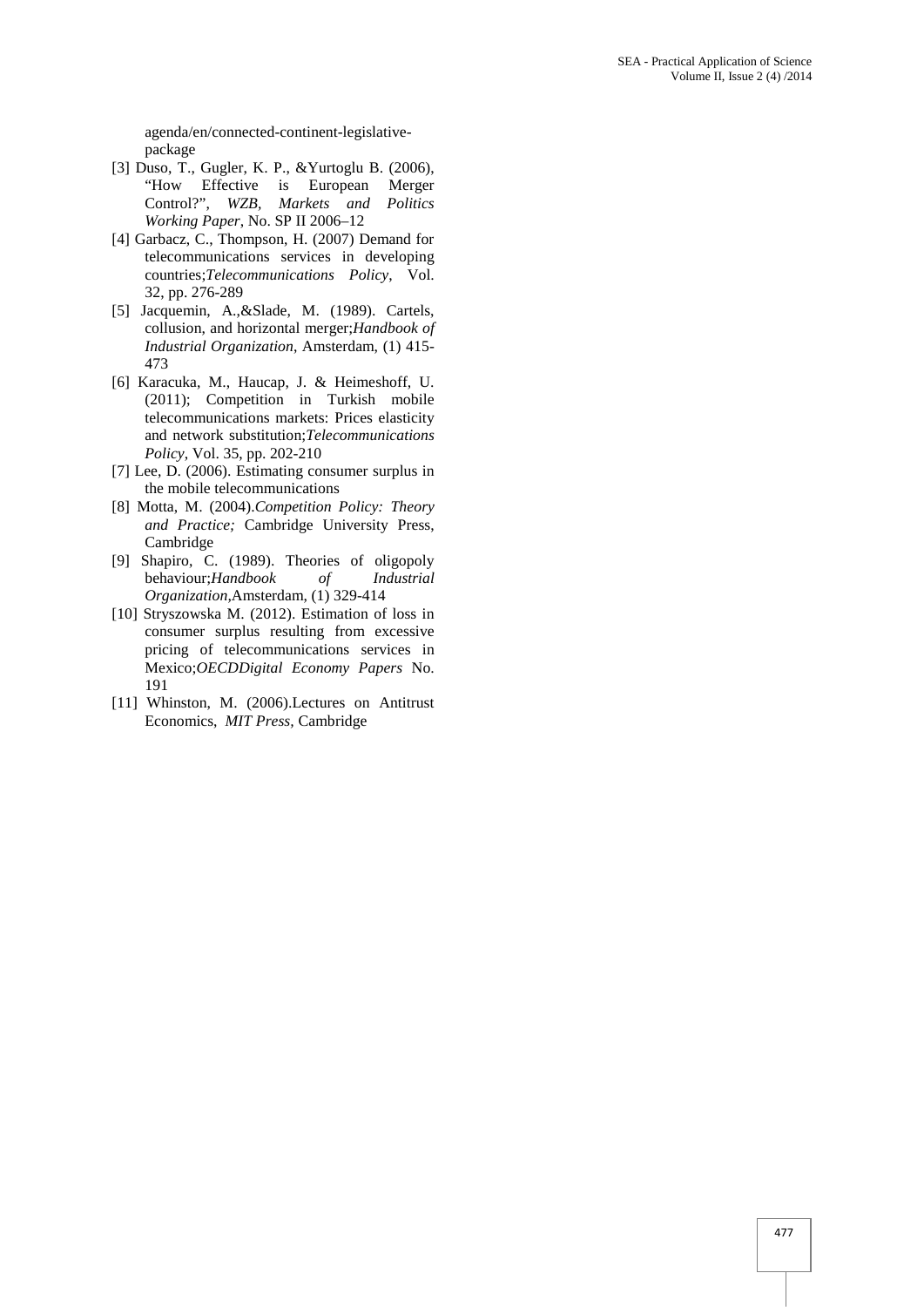agenda/en/connected-continent-legislative-package

- [3] Duso, T., Gugler, K. P., &Yurtoglu B. (2006), "How Effective is European Merger Control?", *WZB, Markets and Politics Working Paper*, No. SP II 2006–12
- [4] Garbacz, C., Thompson, H. (2007) Demand for telecommunications services in developing countries;*Telecommunications Policy*, Vol. 32, pp. 276-289
- [5] Jacquemin, A.,&Slade, M. (1989). Cartels, collusion, and horizontal merger;*Handbook of Industrial Organization*, Amsterdam, (1) 415-473
- [6] Karacuka, M., Haucap, J. & Heimeshoff, U. (2011); Competition in Turkish mobile telecommunications markets: Prices elasticity and network substitution;*Telecommunications Policy*, Vol. 35, pp. 202-210
- [7] Lee, D. (2006). Estimating consumer surplus in the mobile telecommunications
- [8] Motta, M. (2004).*Competition Policy: Theory and Practice;* Cambridge University Press, Cambridge
- [9] Shapiro, C. (1989). Theories of oligopoly behaviour;*Handbook of Industrial Organization*,Amsterdam, (1) 329-414
- [10] Stryszowska M. (2012). Estimation of loss in consumer surplus resulting from excessive pricing of telecommunications services in Mexico;*OECDDigital Economy Papers* No. 191
- [11] Whinston, M. (2006).Lectures on Antitrust Economics, *MIT Press,* Cambridge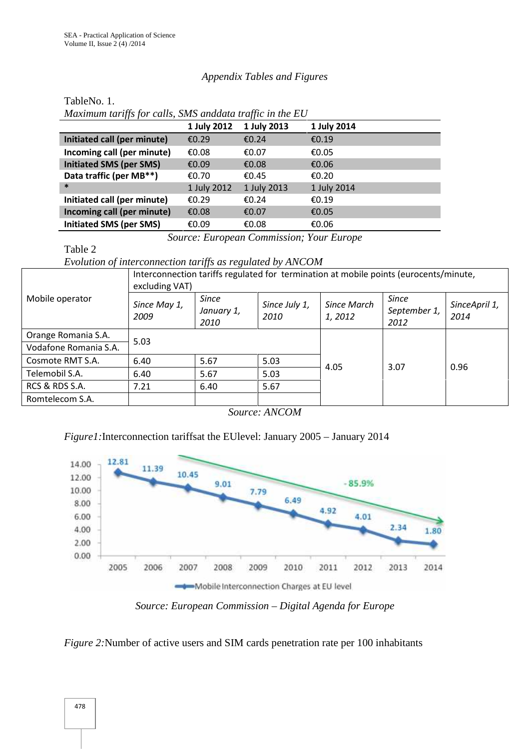*Appendix Tables and Figures*

TableNo. 1.
*Maximum tariffs for calls, SMS anddata traffic in the EU*

| | 1 July 2012 | 1 July 2013 | 1 July 2014 |
|---|---|---|---|
| **Initiated call (per minute)** | €0.29 | €0.24 | €0.19 |
| **Incoming call (per minute)** | €0.08 | €0.07 | €0.05 |
| **Initiated SMS (per SMS)** | €0.09 | €0.08 | €0.06 |
| **Data traffic (per MB**)** | €0.70 | €0.45 | €0.20 |
| **\*** | 1 July 2012 | 1 July 2013 | 1 July 2014 |
| **Initiated call (per minute)** | €0.29 | €0.24 | €0.19 |
| **Incoming call (per minute)** | €0.08 | €0.07 | €0.05 |
| **Initiated SMS (per SMS)** | €0.09 | €0.08 | €0.06 |

*Source: European Commission; Your Europe*

Table 2
*Evolution of interconnection tariffs as regulated by ANCOM*

| Mobile operator | Interconnection tariffs regulated for termination at mobile points (eurocents/minute, excluding VAT) | | | | | |
|---|---|---|---|---|---|---|
| | *Since May 1, 2009* | *Since January 1, 2010* | *Since July 1, 2010* | *Since March 1, 2012* | *Since September 1, 2012* | *SinceApril 1, 2014* |
| Orange Romania S.A. | 5.03 | | | 4.05 | 3.07 | 0.96 |
| Vodafone Romania S.A. | | | | | | |
| Cosmote RMT S.A. | 6.40 | 5.67 | 5.03 | | | |
| Telemobil S.A. | 6.40 | 5.67 | 5.03 | | | |
| RCS & RDS S.A. | 7.21 | 6.40 | 5.67 | | | |
| Romtelecom S.A. | | | | | | |

*Source: ANCOM*

*Figure1:*Interconnection tariffsat the EUlevel: January 2005 – January 2014

*Source: European Commission – Digital Agenda for Europe*

*Figure 2:*Number of active users and SIM cards penetration rate per 100 inhabitants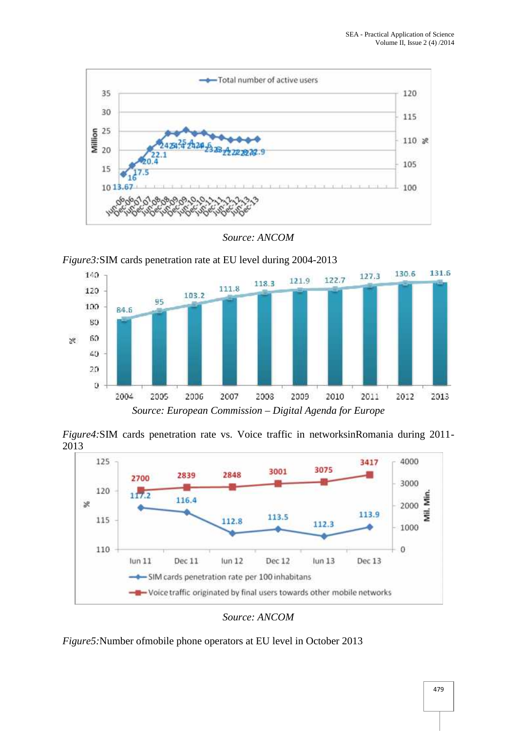Source: *ANCOM*

*Figure3:*SIM cards penetration rate at EU level during 2004-2013

Source: *European Commission – Digital Agenda for Europe*

*Figure4:*SIM cards penetration rate vs. Voice traffic in networksinRomania during 2011-2013

Source: *ANCOM*

*Figure5:*Number ofmobile phone operators at EU level in October 2013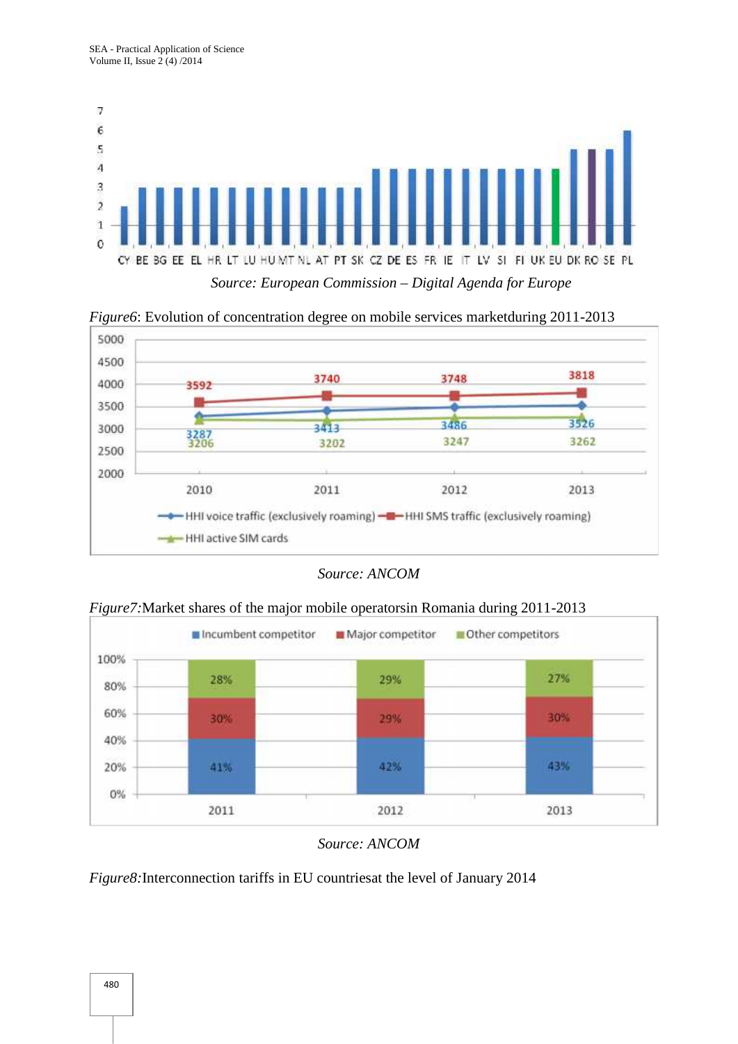*Source: European Commission – Digital Agenda for Europe*

*Figure6*: Evolution of concentration degree on mobile services marketduring 2011-2013

*Source: ANCOM*

*Figure7:*Market shares of the major mobile operatorsin Romania during 2011-2013

*Source: ANCOM*

*Figure8:*Interconnection tariffs in EU countriesat the level of January 2014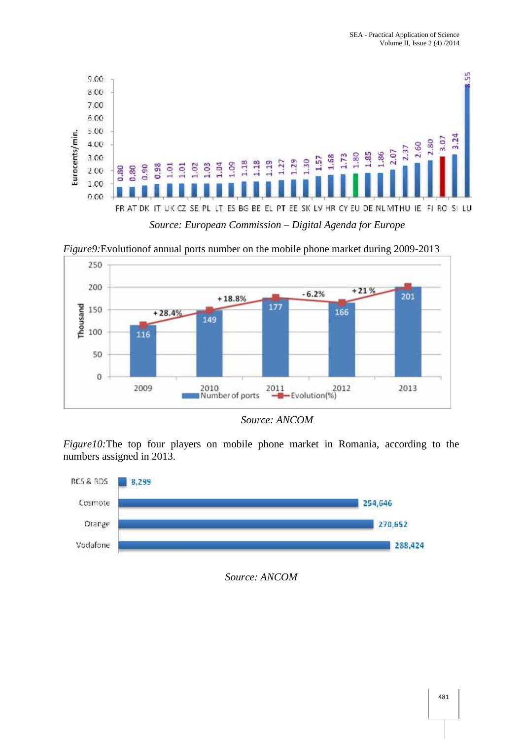Source: *European Commission – Digital Agenda for Europe*

*Figure9:*Evolutionof annual ports number on the mobile phone market during 2009-2013

Source: *ANCOM*

*Figure10:*The top four players on mobile phone market in Romania, according to the numbers assigned in 2013.

Source: *ANCOM*